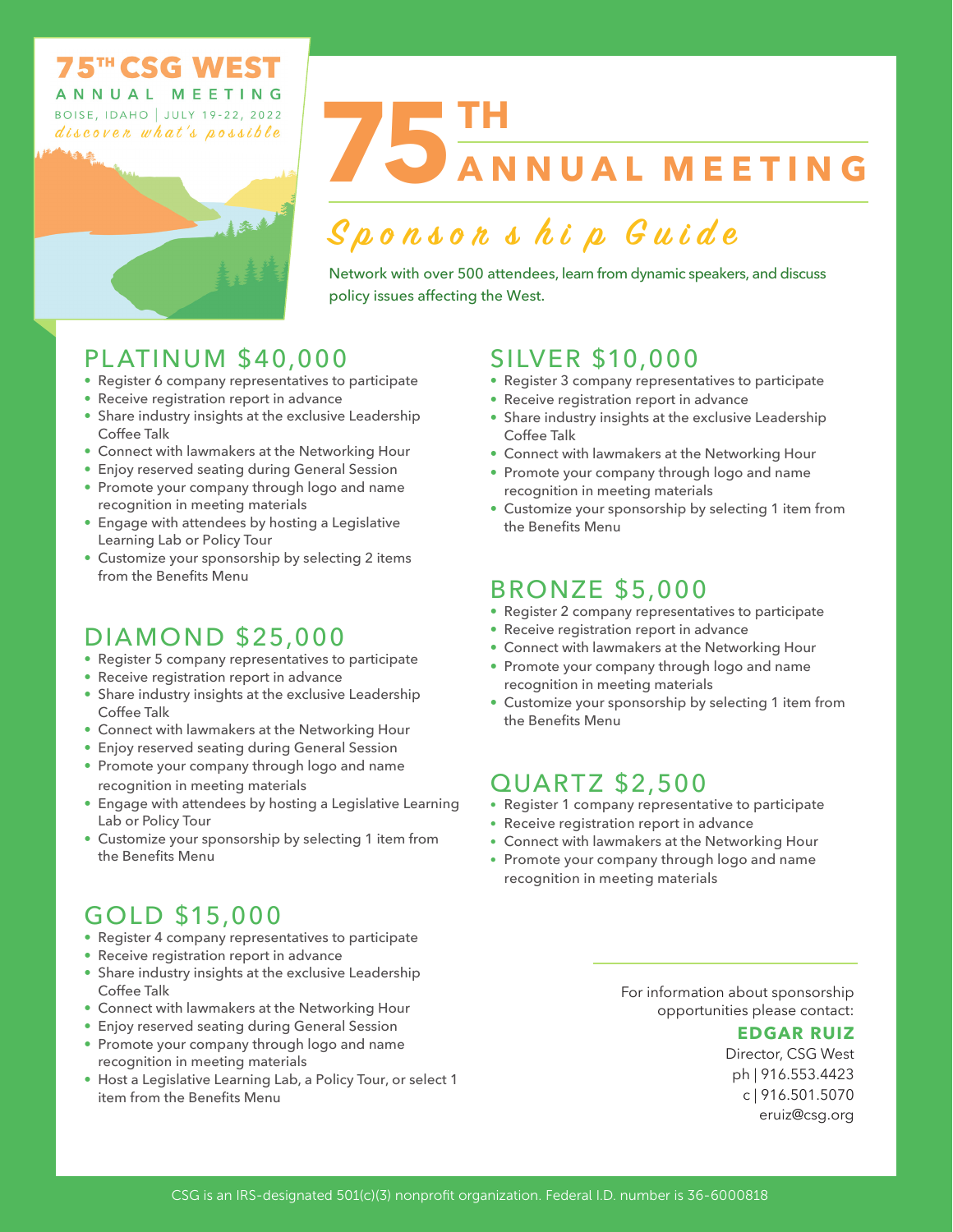75TH CSG WEST

ANNUAL MEETING

BOISE, IDAHO | JULY 19-22, 2022

*discover what's possible*

# 75TH ANNUAL MEETING

## Sponsorship Guide

Network with over 500 attendees, learn from dynamic speakers, and discuss policy issues affecting the West.

### PLATINUM $40,000

- Register 6 company representatives to participate
- Receive registration report in advance
- Share industry insights at the exclusive Leadership Coffee Talk
- Connect with lawmakers at the Networking Hour
- Enjoy reserved seating during General Session
- Promote your company through logo and name recognition in meeting materials
- Engage with attendees by hosting a Legislative Learning Lab or Policy Tour
- Customize your sponsorship by selecting 2 items from the Benefits Menu

### DIAMOND $25,000

- Register 5 company representatives to participate
- Receive registration report in advance
- Share industry insights at the exclusive Leadership Coffee Talk
- Connect with lawmakers at the Networking Hour
- Enjoy reserved seating during General Session
- Promote your company through logo and name recognition in meeting materials
- Engage with attendees by hosting a Legislative Learning Lab or Policy Tour
- Customize your sponsorship by selecting 1 item from the Benefits Menu

### GOLD $15,000

- Register 4 company representatives to participate
- Receive registration report in advance
- Share industry insights at the exclusive Leadership Coffee Talk
- Connect with lawmakers at the Networking Hour
- Enjoy reserved seating during General Session
- Promote your company through logo and name recognition in meeting materials
- Host a Legislative Learning Lab, a Policy Tour, or select 1 item from the Benefits Menu

### SILVER $10,000

- Register 3 company representatives to participate
- Receive registration report in advance
- Share industry insights at the exclusive Leadership Coffee Talk
- Connect with lawmakers at the Networking Hour
- Promote your company through logo and name recognition in meeting materials
- Customize your sponsorship by selecting 1 item from the Benefits Menu

### BRONZE $5,000

- Register 2 company representatives to participate
- Receive registration report in advance
- Connect with lawmakers at the Networking Hour
- Promote your company through logo and name recognition in meeting materials
- Customize your sponsorship by selecting 1 item from the Benefits Menu

### QUARTZ $2,500

- Register 1 company representative to participate
- Receive registration report in advance
- Connect with lawmakers at the Networking Hour
- Promote your company through logo and name recognition in meeting materials

For information about sponsorship opportunities please contact:

**EDGAR RUIZ**
Director, CSG West
ph | 916.553.4423
c | 916.501.5070
eruiz@csg.org

CSG is an IRS-designated 501(c)(3) nonprofit organization. Federal I.D. number is 36-6000818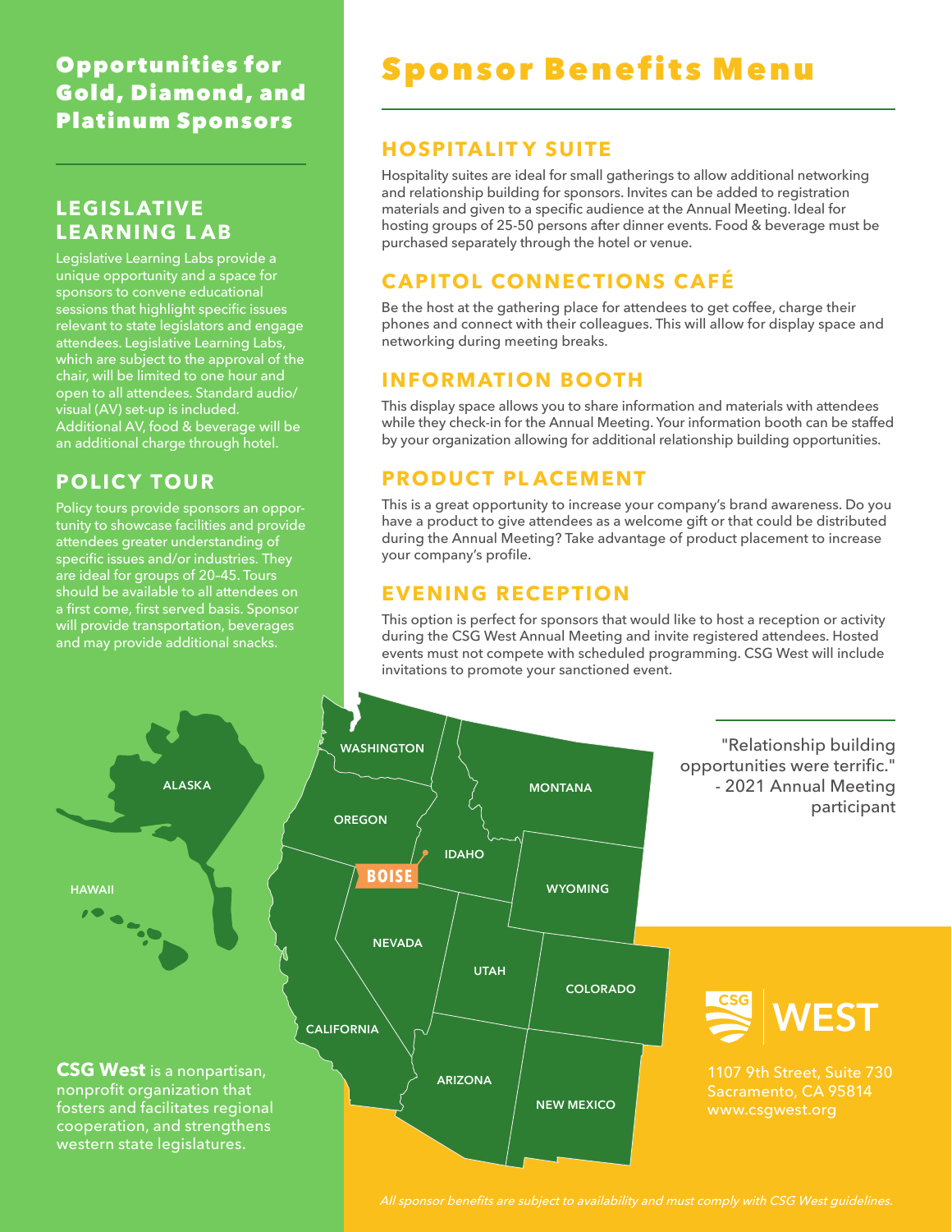## Opportunities for Gold, Diamond, and Platinum Sponsors

### LEGISLATIVE LEARNING LAB

Legislative Learning Labs provide a unique opportunity and a space for sponsors to convene educational sessions that highlight specific issues relevant to state legislators and engage attendees. Legislative Learning Labs, which are subject to the approval of the chair, will be limited to one hour and open to all attendees. Standard audio/visual (AV) set-up is included. Additional AV, food & beverage will be an additional charge through hotel.

### POLICY TOUR

Policy tours provide sponsors an opportunity to showcase facilities and provide attendees greater understanding of specific issues and/or industries. They are ideal for groups of 20-45. Tours should be available to all attendees on a first come, first served basis. Sponsor will provide transportation, beverages and may provide additional snacks.

# Sponsor Benefits Menu

### HOSPITALITY SUITE

Hospitality suites are ideal for small gatherings to allow additional networking and relationship building for sponsors. Invites can be added to registration materials and given to a specific audience at the Annual Meeting. Ideal for hosting groups of 25-50 persons after dinner events. Food & beverage must be purchased separately through the hotel or venue.

### CAPITOL CONNECTIONS CAFÉ

Be the host at the gathering place for attendees to get coffee, charge their phones and connect with their colleagues. This will allow for display space and networking during meeting breaks.

### INFORMATION BOOTH

This display space allows you to share information and materials with attendees while they check-in for the Annual Meeting. Your information booth can be staffed by your organization allowing for additional relationship building opportunities.

### PRODUCT PLACEMENT

This is a great opportunity to increase your company's brand awareness. Do you have a product to give attendees as a welcome gift or that could be distributed during the Annual Meeting? Take advantage of product placement to increase your company's profile.

### EVENING RECEPTION

This option is perfect for sponsors that would like to host a reception or activity during the CSG West Annual Meeting and invite registered attendees. Hosted events must not compete with scheduled programming. CSG West will include invitations to promote your sanctioned event.

"Relationship building opportunities were terrific."
- 2021 Annual Meeting participant

WASHINGTON
OREGON
IDAHO
MONTANA
WYOMING
ALASKA
HAWAII
BOISE
NEVADA
UTAH
COLORADO
CALIFORNIA
ARIZONA
NEW MEXICO

**CSG West** is a nonpartisan, nonprofit organization that fosters and facilitates regional cooperation, and strengthens western state legislatures.

CSG WEST

1107 9th Street, Suite 730
Sacramento, CA 95814
www.csgwest.org

*All sponsor benefits are subject to availability and must comply with CSG West guidelines.*